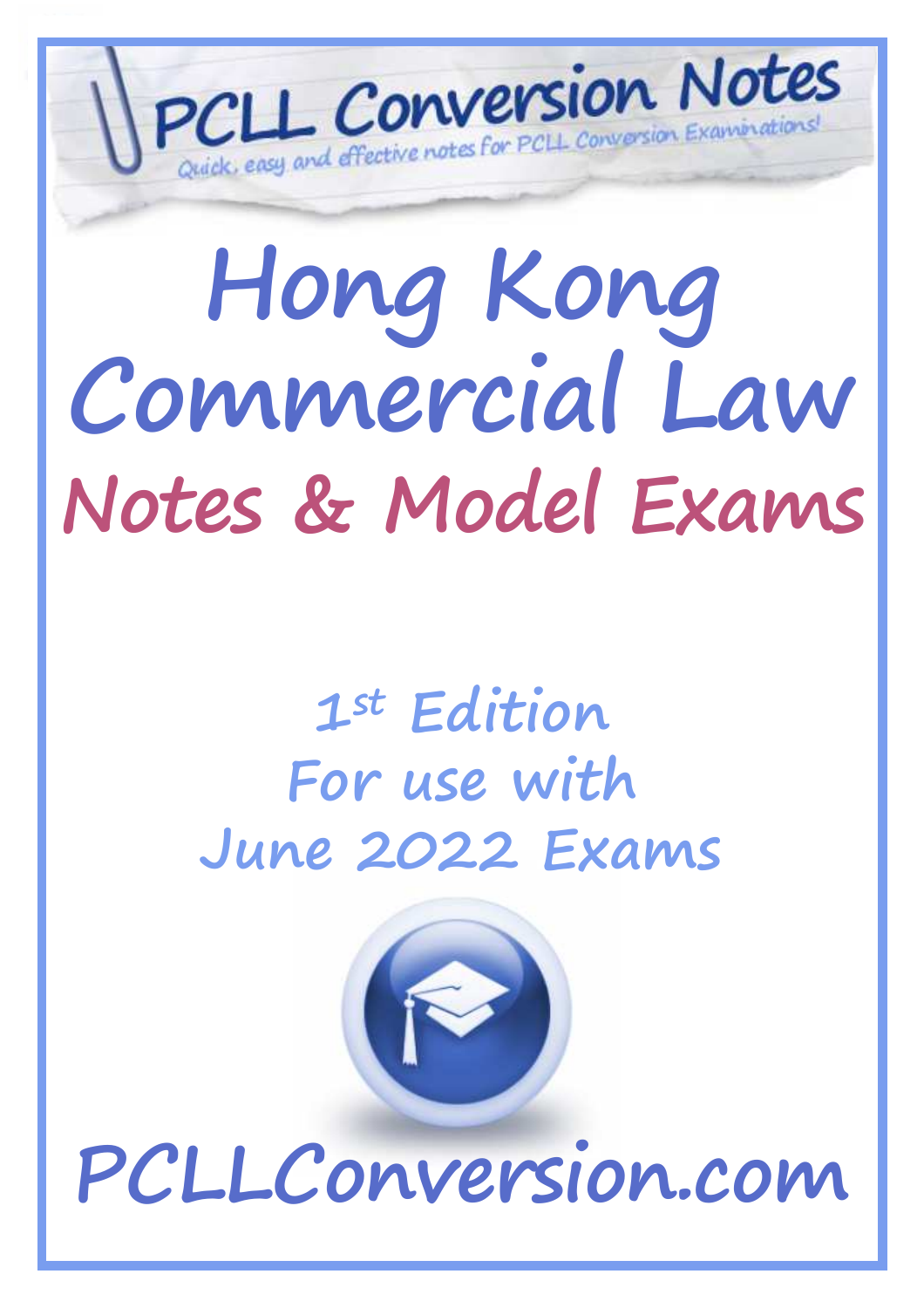PCLL Conversion Notes

Quick, easy and effective notes for PCLL Conversion Examinations!

# Hong Kong Commercial Law

## Notes & Model Exams

1st Edition
For use with
June 2022 Exams

PCLLConversion.com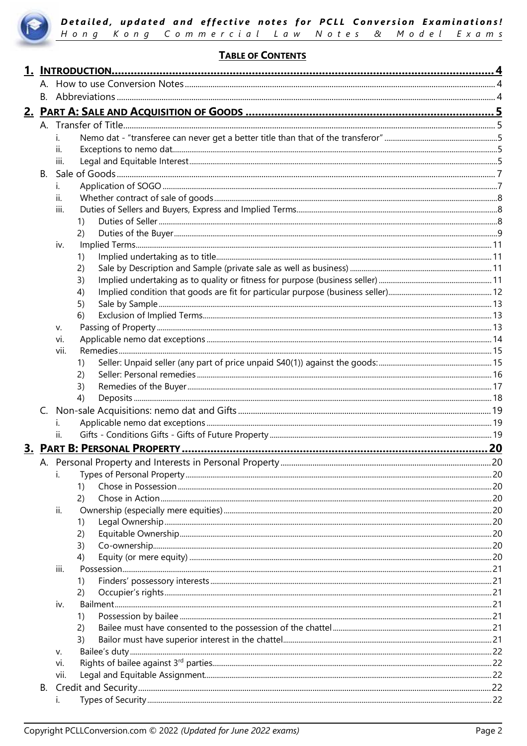**TABLE OF CONTENTS**

1. **INTRODUCTION** ..... 4
   - A. How to use Conversion Notes ..... 4
   - B. Abbreviations ..... 4
2. **PART A: SALE AND ACQUISITION OF GOODS** ..... 5
   - A. Transfer of Title ..... 5
     - i. Nemo dat - "transferee can never get a better title than that of the transferor" ..... 5
     - ii. Exceptions to nemo dat ..... 5
     - iii. Legal and Equitable Interest ..... 5
   - B. Sale of Goods ..... 7
     - i. Application of SOGO ..... 7
     - ii. Whether contract of sale of goods ..... 8
     - iii. Duties of Sellers and Buyers, Express and Implied Terms ..... 8
       - 1) Duties of Seller ..... 8
       - 2) Duties of the Buyer ..... 9
     - iv. Implied Terms ..... 11
       - 1) Implied undertaking as to title ..... 11
       - 2) Sale by Description and Sample (private sale as well as business) ..... 11
       - 3) Implied undertaking as to quality or fitness for purpose (business seller) ..... 11
       - 4) Implied condition that goods are fit for particular purpose (business seller) ..... 12
       - 5) Sale by Sample ..... 13
       - 6) Exclusion of Implied Terms ..... 13
     - v. Passing of Property ..... 13
     - vi. Applicable nemo dat exceptions ..... 14
     - vii. Remedies ..... 15
       - 1) Seller: Unpaid seller (any part of price unpaid S40(1)) against the goods: ..... 15
       - 2) Seller: Personal remedies ..... 16
       - 3) Remedies of the Buyer ..... 17
       - 4) Deposits ..... 18
   - C. Non-sale Acquisitions: nemo dat and Gifts ..... 19
     - i. Applicable nemo dat exceptions ..... 19
     - ii. Gifts - Conditions Gifts - Gifts of Future Property ..... 19
3. **PART B: PERSONAL PROPERTY** ..... 20
   - A. Personal Property and Interests in Personal Property ..... 20
     - i. Types of Personal Property ..... 20
       - 1) Chose in Possession ..... 20
       - 2) Chose in Action ..... 20
     - ii. Ownership (especially mere equities) ..... 20
       - 1) Legal Ownership ..... 20
       - 2) Equitable Ownership ..... 20
       - 3) Co-ownership ..... 20
       - 4) Equity (or mere equity) ..... 20
     - iii. Possession ..... 21
       - 1) Finders' possessory interests ..... 21
       - 2) Occupier's rights ..... 21
     - iv. Bailment ..... 21
       - 1) Possession by bailee ..... 21
       - 2) Bailee must have consented to the possession of the chattel ..... 21
       - 3) Bailor must have superior interest in the chattel ..... 21
     - v. Bailee's duty ..... 22
     - vi. Rights of bailee against 3rd parties ..... 22
     - vii. Legal and Equitable Assignment ..... 22
   - B. Credit and Security ..... 22
     - i. Types of Security ..... 22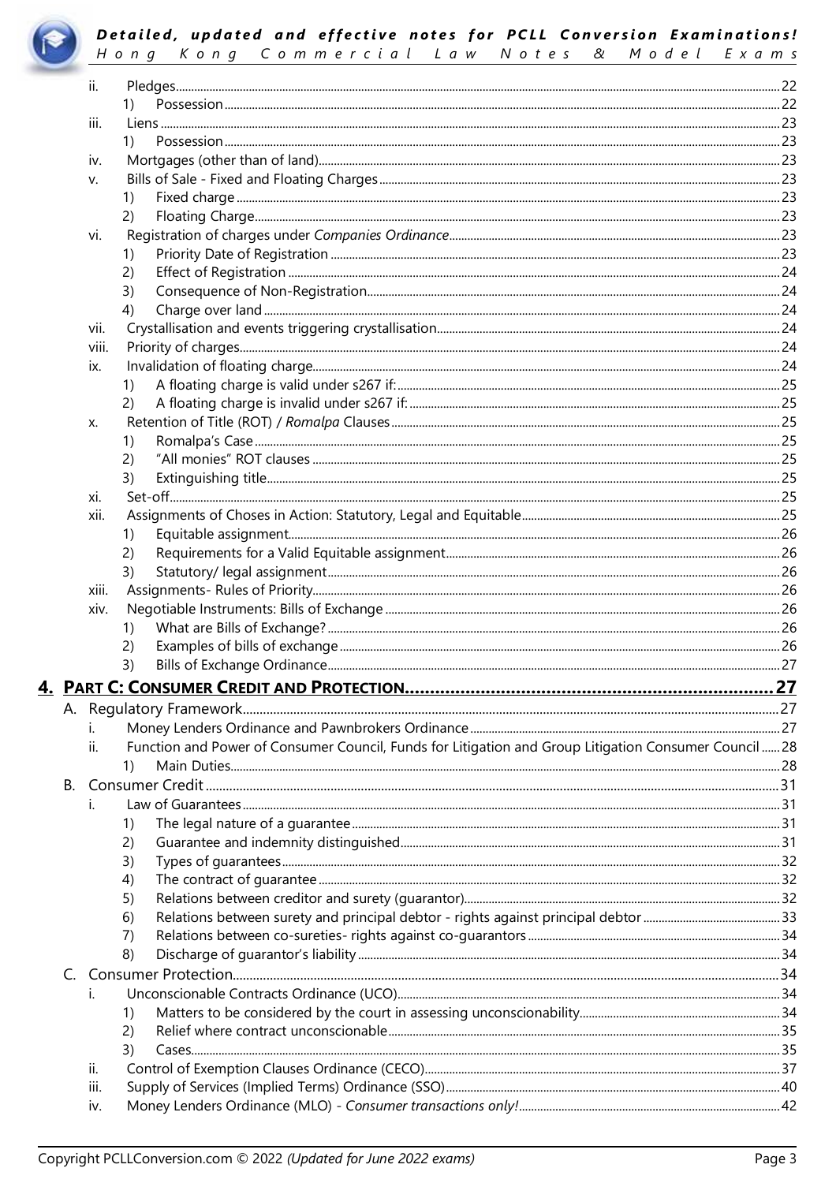ii. Pledges ..... 22
  1) Possession ..... 22
iii. Liens ..... 23
  1) Possession ..... 23
iv. Mortgages (other than of land) ..... 23
v. Bills of Sale - Fixed and Floating Charges ..... 23
  1) Fixed charge ..... 23
  2) Floating Charge ..... 23
vi. Registration of charges under *Companies Ordinance* ..... 23
  1) Priority Date of Registration ..... 23
  2) Effect of Registration ..... 24
  3) Consequence of Non-Registration ..... 24
  4) Charge over land ..... 24
vii. Crystallisation and events triggering crystallisation ..... 24
viii. Priority of charges ..... 24
ix. Invalidation of floating charge ..... 24
  1) A floating charge is valid under s267 if: ..... 25
  2) A floating charge is invalid under s267 if: ..... 25
x. Retention of Title (ROT) / *Romalpa* Clauses ..... 25
  1) Romalpa's Case ..... 25
  2) "All monies" ROT clauses ..... 25
  3) Extinguishing title ..... 25
xi. Set-off ..... 25
xii. Assignments of Choses in Action: Statutory, Legal and Equitable ..... 25
  1) Equitable assignment ..... 26
  2) Requirements for a Valid Equitable assignment ..... 26
  3) Statutory/ legal assignment ..... 26
xiii. Assignments- Rules of Priority ..... 26
xiv. Negotiable Instruments: Bills of Exchange ..... 26
  1) What are Bills of Exchange? ..... 26
  2) Examples of bills of exchange ..... 26
  3) Bills of Exchange Ordinance ..... 27

**4. PART C: CONSUMER CREDIT AND PROTECTION ..... 27**

A. Regulatory Framework ..... 27
  i. Money Lenders Ordinance and Pawnbrokers Ordinance ..... 27
  ii. Function and Power of Consumer Council, Funds for Litigation and Group Litigation Consumer Council ..... 28
    1) Main Duties ..... 28

B. Consumer Credit ..... 31
  i. Law of Guarantees ..... 31
    1) The legal nature of a guarantee ..... 31
    2) Guarantee and indemnity distinguished ..... 31
    3) Types of guarantees ..... 32
    4) The contract of guarantee ..... 32
    5) Relations between creditor and surety (guarantor) ..... 32
    6) Relations between surety and principal debtor - rights against principal debtor ..... 33
    7) Relations between co-sureties- rights against co-guarantors ..... 34
    8) Discharge of guarantor's liability ..... 34

C. Consumer Protection ..... 34
  i. Unconscionable Contracts Ordinance (UCO) ..... 34
    1) Matters to be considered by the court in assessing unconscionability ..... 34
    2) Relief where contract unconscionable ..... 35
    3) Cases ..... 35
  ii. Control of Exemption Clauses Ordinance (CECO) ..... 37
  iii. Supply of Services (Implied Terms) Ordinance (SSO) ..... 40
  iv. Money Lenders Ordinance (MLO) - *Consumer transactions only!* ..... 42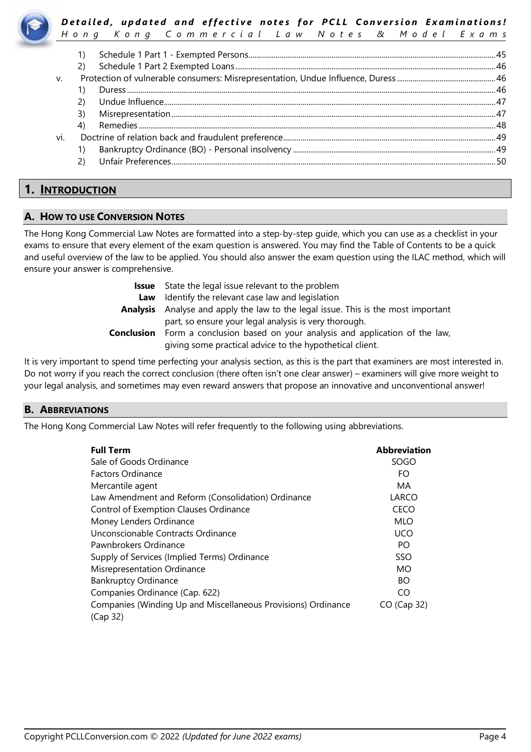1) Schedule 1 Part 1 - Exempted Persons ..... 45
2) Schedule 1 Part 2 Exempted Loans ..... 46

v. Protection of vulnerable consumers: Misrepresentation, Undue Influence, Duress ..... 46
1) Duress ..... 46
2) Undue Influence ..... 47
3) Misrepresentation ..... 47
4) Remedies ..... 48

vi. Doctrine of relation back and fraudulent preference ..... 49
1) Bankruptcy Ordinance (BO) - Personal insolvency ..... 49
2) Unfair Preferences ..... 50

# 1. INTRODUCTION

## A. HOW TO USE CONVERSION NOTES

The Hong Kong Commercial Law Notes are formatted into a step-by-step guide, which you can use as a checklist in your exams to ensure that every element of the exam question is answered. You may find the Table of Contents to be a quick and useful overview of the law to be applied. You should also answer the exam question using the ILAC method, which will ensure your answer is comprehensive.

**Issue** State the legal issue relevant to the problem
**Law** Identify the relevant case law and legislation
**Analysis** Analyse and apply the law to the legal issue. This is the most important part, so ensure your legal analysis is very thorough.
**Conclusion** Form a conclusion based on your analysis and application of the law, giving some practical advice to the hypothetical client.

It is very important to spend time perfecting your analysis section, as this is the part that examiners are most interested in. Do not worry if you reach the correct conclusion (there often isn't one clear answer) – examiners will give more weight to your legal analysis, and sometimes may even reward answers that propose an innovative and unconventional answer!

## B. ABBREVIATIONS

The Hong Kong Commercial Law Notes will refer frequently to the following using abbreviations.

| Full Term | Abbreviation |
|---|---|
| Sale of Goods Ordinance | SOGO |
| Factors Ordinance | FO |
| Mercantile agent | MA |
| Law Amendment and Reform (Consolidation) Ordinance | LARCO |
| Control of Exemption Clauses Ordinance | CECO |
| Money Lenders Ordinance | MLO |
| Unconscionable Contracts Ordinance | UCO |
| Pawnbrokers Ordinance | PO |
| Supply of Services (Implied Terms) Ordinance | SSO |
| Misrepresentation Ordinance | MO |
| Bankruptcy Ordinance | BO |
| Companies Ordinance (Cap. 622) | CO |
| Companies (Winding Up and Miscellaneous Provisions) Ordinance (Cap 32) | CO (Cap 32) |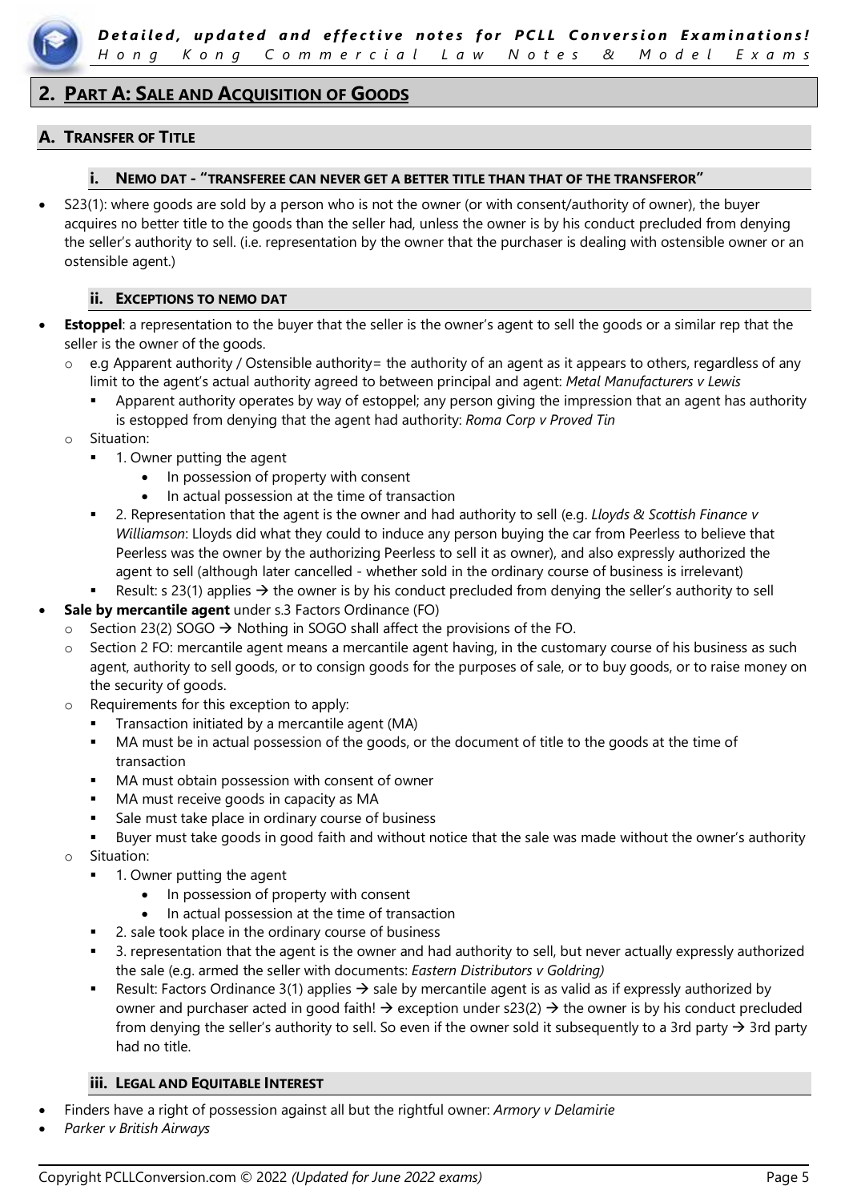## 2. PART A: SALE AND ACQUISITION OF GOODS

### A. TRANSFER OF TITLE

#### i. NEMO DAT - "TRANSFEREE CAN NEVER GET A BETTER TITLE THAN THAT OF THE TRANSFEROR"

- S23(1): where goods are sold by a person who is not the owner (or with consent/authority of owner), the buyer acquires no better title to the goods than the seller had, unless the owner is by his conduct precluded from denying the seller's authority to sell. (i.e. representation by the owner that the purchaser is dealing with ostensible owner or an ostensible agent.)

#### ii. EXCEPTIONS TO NEMO DAT

- **Estoppel**: a representation to the buyer that the seller is the owner's agent to sell the goods or a similar rep that the seller is the owner of the goods.
  - e.g Apparent authority / Ostensible authority= the authority of an agent as it appears to others, regardless of any limit to the agent's actual authority agreed to between principal and agent: *Metal Manufacturers v Lewis*
    - Apparent authority operates by way of estoppel; any person giving the impression that an agent has authority is estopped from denying that the agent had authority: *Roma Corp v Proved Tin*
  - Situation:
    - 1. Owner putting the agent
      - In possession of property with consent
      - In actual possession at the time of transaction
    - 2. Representation that the agent is the owner and had authority to sell (e.g. *Lloyds & Scottish Finance v Williamson*: Lloyds did what they could to induce any person buying the car from Peerless to believe that Peerless was the owner by the authorizing Peerless to sell it as owner), and also expressly authorized the agent to sell (although later cancelled - whether sold in the ordinary course of business is irrelevant)
    - Result: s 23(1) applies → the owner is by his conduct precluded from denying the seller's authority to sell
- **Sale by mercantile agent** under s.3 Factors Ordinance (FO)
  - Section 23(2) SOGO → Nothing in SOGO shall affect the provisions of the FO.
  - Section 2 FO: mercantile agent means a mercantile agent having, in the customary course of his business as such agent, authority to sell goods, or to consign goods for the purposes of sale, or to buy goods, or to raise money on the security of goods.
  - Requirements for this exception to apply:
    - Transaction initiated by a mercantile agent (MA)
    - MA must be in actual possession of the goods, or the document of title to the goods at the time of transaction
    - MA must obtain possession with consent of owner
    - MA must receive goods in capacity as MA
    - Sale must take place in ordinary course of business
    - Buyer must take goods in good faith and without notice that the sale was made without the owner's authority
  - Situation:
    - 1. Owner putting the agent
      - In possession of property with consent
      - In actual possession at the time of transaction
    - 2. sale took place in the ordinary course of business
    - 3. representation that the agent is the owner and had authority to sell, but never actually expressly authorized the sale (e.g. armed the seller with documents: *Eastern Distributors v Goldring)*
    - Result: Factors Ordinance 3(1) applies → sale by mercantile agent is as valid as if expressly authorized by owner and purchaser acted in good faith! → exception under s23(2) → the owner is by his conduct precluded from denying the seller's authority to sell. So even if the owner sold it subsequently to a 3rd party → 3rd party had no title.

#### iii. LEGAL AND EQUITABLE INTEREST

- Finders have a right of possession against all but the rightful owner: *Armory v Delamirie*
- *Parker v British Airways*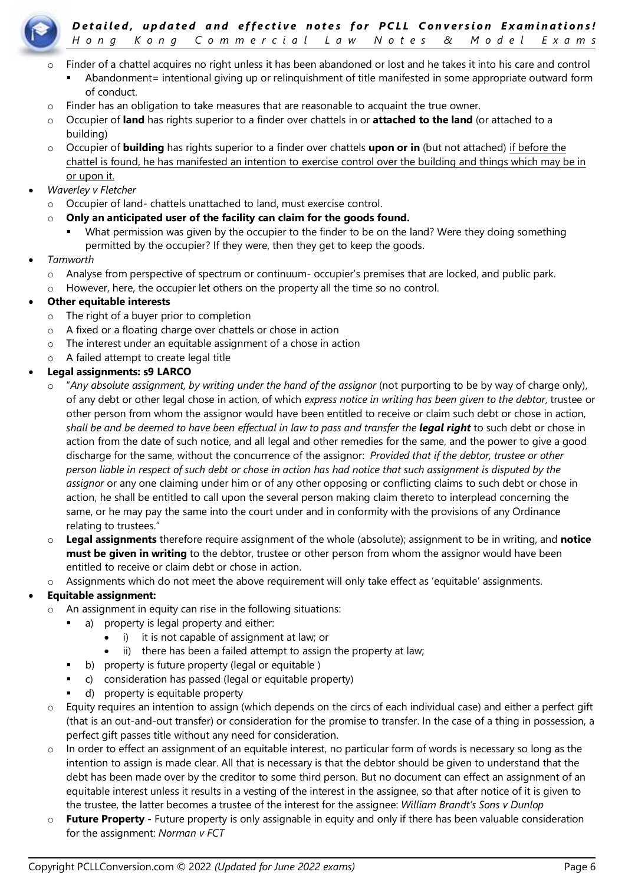- Finder of a chattel acquires no right unless it has been abandoned or lost and he takes it into his care and control
    - Abandonment= intentional giving up or relinquishment of title manifested in some appropriate outward form of conduct.
  - Finder has an obligation to take measures that are reasonable to acquaint the true owner.
  - Occupier of **land** has rights superior to a finder over chattels in or **attached to the land** (or attached to a building)
  - Occupier of **building** has rights superior to a finder over chattels **upon or in** (but not attached) if before the chattel is found, he has manifested an intention to exercise control over the building and things which may be in or upon it.
- *Waverley v Fletcher*
  - Occupier of land- chattels unattached to land, must exercise control.
  - **Only an anticipated user of the facility can claim for the goods found.**
    - What permission was given by the occupier to the finder to be on the land? Were they doing something permitted by the occupier? If they were, then they get to keep the goods.
- *Tamworth*
  - Analyse from perspective of spectrum or continuum- occupier's premises that are locked, and public park.
  - However, here, the occupier let others on the property all the time so no control.
- **Other equitable interests**
  - The right of a buyer prior to completion
  - A fixed or a floating charge over chattels or chose in action
  - The interest under an equitable assignment of a chose in action
  - A failed attempt to create legal title
- **Legal assignments: s9 LARCO**
  - "*Any absolute assignment, by writing under the hand of the assignor* (not purporting to be by way of charge only), of any debt or other legal chose in action, of which *express notice in writing has been given to the debtor*, trustee or other person from whom the assignor would have been entitled to receive or claim such debt or chose in action, *shall be and be deemed to have been effectual in law to pass and transfer the **legal right*** to such debt or chose in action from the date of such notice, and all legal and other remedies for the same, and the power to give a good discharge for the same, without the concurrence of the assignor: *Provided that if the debtor, trustee or other person liable in respect of such debt or chose in action has had notice that such assignment is disputed by the assignor* or any one claiming under him or of any other opposing or conflicting claims to such debt or chose in action, he shall be entitled to call upon the several person making claim thereto to interplead concerning the same, or he may pay the same into the court under and in conformity with the provisions of any Ordinance relating to trustees."
  - **Legal assignments** therefore require assignment of the whole (absolute); assignment to be in writing, and **notice must be given in writing** to the debtor, trustee or other person from whom the assignor would have been entitled to receive or claim debt or chose in action.
  - Assignments which do not meet the above requirement will only take effect as 'equitable' assignments.
- **Equitable assignment:**
  - An assignment in equity can rise in the following situations:
    - a) property is legal property and either:
      - i) it is not capable of assignment at law; or
      - ii) there has been a failed attempt to assign the property at law;
    - b) property is future property (legal or equitable )
    - c) consideration has passed (legal or equitable property)
    - d) property is equitable property
  - Equity requires an intention to assign (which depends on the circs of each individual case) and either a perfect gift (that is an out-and-out transfer) or consideration for the promise to transfer. In the case of a thing in possession, a perfect gift passes title without any need for consideration.
  - In order to effect an assignment of an equitable interest, no particular form of words is necessary so long as the intention to assign is made clear. All that is necessary is that the debtor should be given to understand that the debt has been made over by the creditor to some third person. But no document can effect an assignment of an equitable interest unless it results in a vesting of the interest in the assignee, so that after notice of it is given to the trustee, the latter becomes a trustee of the interest for the assignee: *William Brandt's Sons v Dunlop*
  - **Future Property -** Future property is only assignable in equity and only if there has been valuable consideration for the assignment: *Norman v FCT*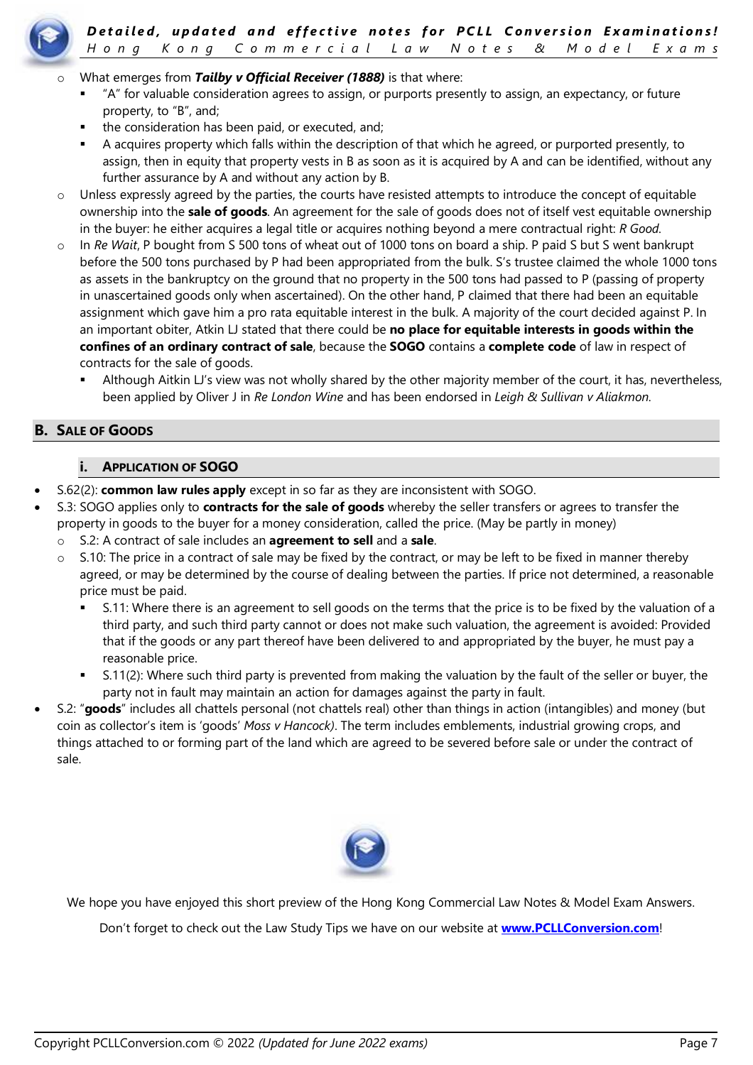- What emerges from ***Tailby v Official Receiver (1888)*** is that where:
  - "A" for valuable consideration agrees to assign, or purports presently to assign, an expectancy, or future property, to "B", and;
  - the consideration has been paid, or executed, and;
  - A acquires property which falls within the description of that which he agreed, or purported presently, to assign, then in equity that property vests in B as soon as it is acquired by A and can be identified, without any further assurance by A and without any action by B.
- Unless expressly agreed by the parties, the courts have resisted attempts to introduce the concept of equitable ownership into the **sale of goods**. An agreement for the sale of goods does not of itself vest equitable ownership in the buyer: he either acquires a legal title or acquires nothing beyond a mere contractual right: *R Good*.
- In *Re Wait*, P bought from S 500 tons of wheat out of 1000 tons on board a ship. P paid S but S went bankrupt before the 500 tons purchased by P had been appropriated from the bulk. S's trustee claimed the whole 1000 tons as assets in the bankruptcy on the ground that no property in the 500 tons had passed to P (passing of property in unascertained goods only when ascertained). On the other hand, P claimed that there had been an equitable assignment which gave him a pro rata equitable interest in the bulk. A majority of the court decided against P. In an important obiter, Atkin LJ stated that there could be **no place for equitable interests in goods within the confines of an ordinary contract of sale**, because the **SOGO** contains a **complete code** of law in respect of contracts for the sale of goods.
  - Although Aitkin LJ's view was not wholly shared by the other majority member of the court, it has, nevertheless, been applied by Oliver J in *Re London Wine* and has been endorsed in *Leigh & Sullivan v Aliakmon.*

## B. Sale of Goods

### i. Application of SOGO

- S.62(2): **common law rules apply** except in so far as they are inconsistent with SOGO.
- S.3: SOGO applies only to **contracts for the sale of goods** whereby the seller transfers or agrees to transfer the property in goods to the buyer for a money consideration, called the price. (May be partly in money)
  - S.2: A contract of sale includes an **agreement to sell** and a **sale**.
  - S.10: The price in a contract of sale may be fixed by the contract, or may be left to be fixed in manner thereby agreed, or may be determined by the course of dealing between the parties. If price not determined, a reasonable price must be paid.
    - S.11: Where there is an agreement to sell goods on the terms that the price is to be fixed by the valuation of a third party, and such third party cannot or does not make such valuation, the agreement is avoided: Provided that if the goods or any part thereof have been delivered to and appropriated by the buyer, he must pay a reasonable price.
    - S.11(2): Where such third party is prevented from making the valuation by the fault of the seller or buyer, the party not in fault may maintain an action for damages against the party in fault.
- S.2: "**goods**" includes all chattels personal (not chattels real) other than things in action (intangibles) and money (but coin as collector's item is 'goods' *Moss v Hancock)*. The term includes emblements, industrial growing crops, and things attached to or forming part of the land which are agreed to be severed before sale or under the contract of sale.

We hope you have enjoyed this short preview of the Hong Kong Commercial Law Notes & Model Exam Answers.

Don't forget to check out the Law Study Tips we have on our website at **www.PCLLConversion.com**!